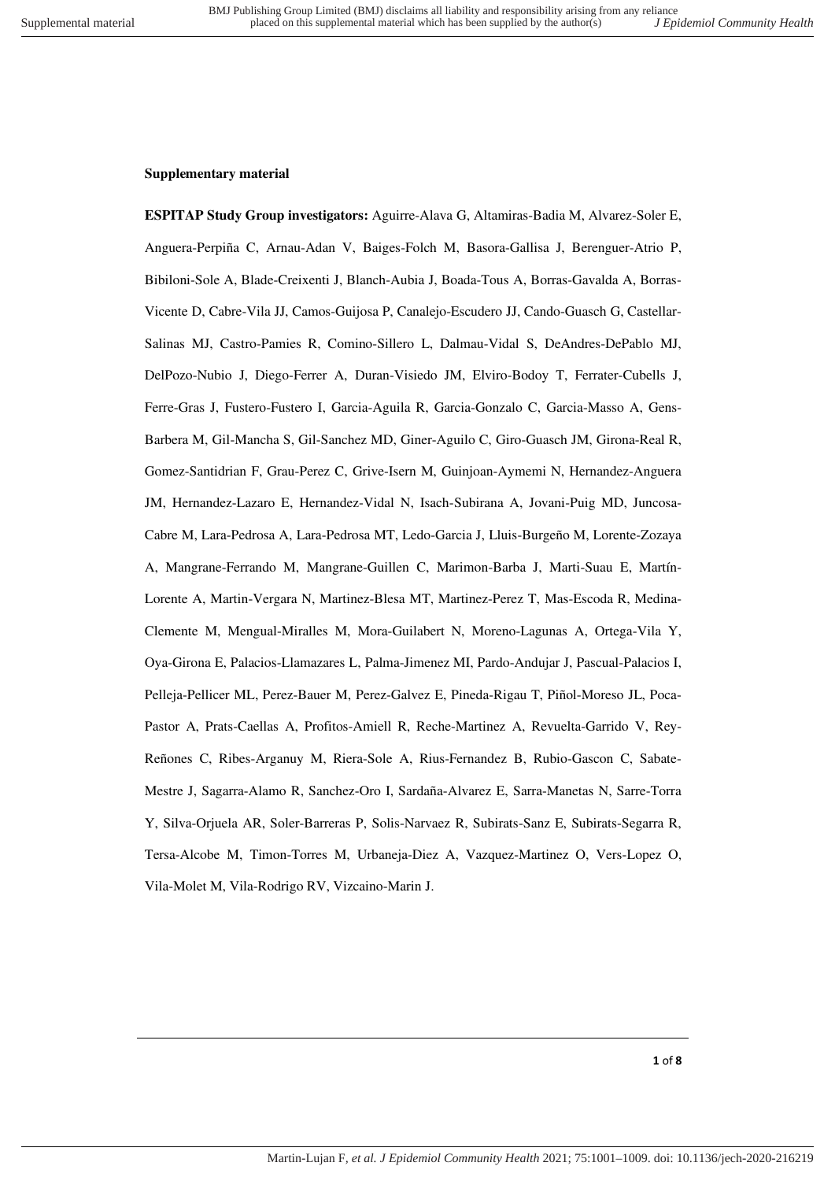**Supplementary material**

**ESPITAP Study Group investigators:** Aguirre-Alava G, Altamiras-Badia M, Alvarez-Soler E, Anguera-Perpiña C, Arnau-Adan V, Baiges-Folch M, Basora-Gallisa J, Berenguer-Atrio P, Bibiloni-Sole A, Blade-Creixenti J, Blanch-Aubia J, Boada-Tous A, Borras-Gavalda A, Borras-Vicente D, Cabre-Vila JJ, Camos-Guijosa P, Canalejo-Escudero JJ, Cando-Guasch G, Castellar-Salinas MJ, Castro-Pamies R, Comino-Sillero L, Dalmau-Vidal S, DeAndres-DePablo MJ, DelPozo-Nubio J, Diego-Ferrer A, Duran-Visiedo JM, Elviro-Bodoy T, Ferrater-Cubells J, Ferre-Gras J, Fustero-Fustero I, Garcia-Aguila R, Garcia-Gonzalo C, Garcia-Masso A, Gens-Barbera M, Gil-Mancha S, Gil-Sanchez MD, Giner-Aguilo C, Giro-Guasch JM, Girona-Real R, Gomez-Santidrian F, Grau-Perez C, Grive-Isern M, Guinjoan-Aymemi N, Hernandez-Anguera JM, Hernandez-Lazaro E, Hernandez-Vidal N, Isach-Subirana A, Jovani-Puig MD, Juncosa-Cabre M, Lara-Pedrosa A, Lara-Pedrosa MT, Ledo-Garcia J, Lluis-Burgeño M, Lorente-Zozaya A, Mangrane-Ferrando M, Mangrane-Guillen C, Marimon-Barba J, Marti-Suau E, Martín-Lorente A, Martin-Vergara N, Martinez-Blesa MT, Martinez-Perez T, Mas-Escoda R, Medina-Clemente M, Mengual-Miralles M, Mora-Guilabert N, Moreno-Lagunas A, Ortega-Vila Y, Oya-Girona E, Palacios-Llamazares L, Palma-Jimenez MI, Pardo-Andujar J, Pascual-Palacios I, Pelleja-Pellicer ML, Perez-Bauer M, Perez-Galvez E, Pineda-Rigau T, Piñol-Moreso JL, Poca-Pastor A, Prats-Caellas A, Profitos-Amiell R, Reche-Martinez A, Revuelta-Garrido V, Rey-Reñones C, Ribes-Arganuy M, Riera-Sole A, Rius-Fernandez B, Rubio-Gascon C, Sabate-Mestre J, Sagarra-Alamo R, Sanchez-Oro I, Sardaña-Alvarez E, Sarra-Manetas N, Sarre-Torra Y, Silva-Orjuela AR, Soler-Barreras P, Solis-Narvaez R, Subirats-Sanz E, Subirats-Segarra R, Tersa-Alcobe M, Timon-Torres M, Urbaneja-Diez A, Vazquez-Martinez O, Vers-Lopez O, Vila-Molet M, Vila-Rodrigo RV, Vizcaino-Marin J.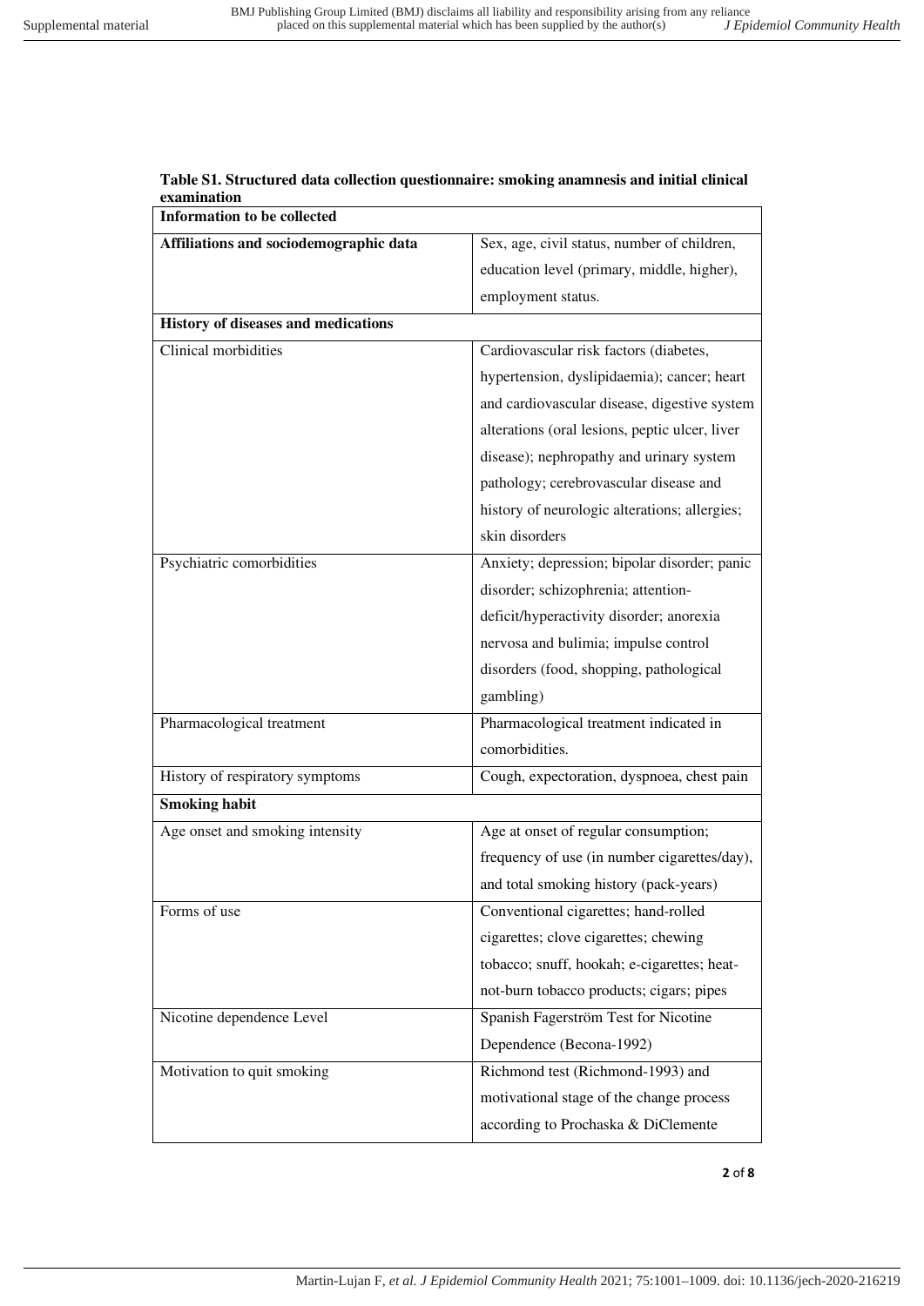**Table S1. Structured data collection questionnaire: smoking anamnesis and initial clinical examination**

| Information to be collected | |
|---|---|
| **Affiliations and sociodemographic data** | Sex, age, civil status, number of children, education level (primary, middle, higher), employment status. |
| **History of diseases and medications** | |
| Clinical morbidities | Cardiovascular risk factors (diabetes, hypertension, dyslipidaemia); cancer; heart and cardiovascular disease, digestive system alterations (oral lesions, peptic ulcer, liver disease); nephropathy and urinary system pathology; cerebrovascular disease and history of neurologic alterations; allergies; skin disorders |
| Psychiatric comorbidities | Anxiety; depression; bipolar disorder; panic disorder; schizophrenia; attention-deficit/hyperactivity disorder; anorexia nervosa and bulimia; impulse control disorders (food, shopping, pathological gambling) |
| Pharmacological treatment | Pharmacological treatment indicated in comorbidities. |
| History of respiratory symptoms | Cough, expectoration, dyspnoea, chest pain |
| **Smoking habit** | |
| Age onset and smoking intensity | Age at onset of regular consumption; frequency of use (in number cigarettes/day), and total smoking history (pack-years) |
| Forms of use | Conventional cigarettes; hand-rolled cigarettes; clove cigarettes; chewing tobacco; snuff, hookah; e-cigarettes; heat-not-burn tobacco products; cigars; pipes |
| Nicotine dependence Level | Spanish Fagerström Test for Nicotine Dependence (Becona-1992) |
| Motivation to quit smoking | Richmond test (Richmond-1993) and motivational stage of the change process according to Prochaska & DiClemente |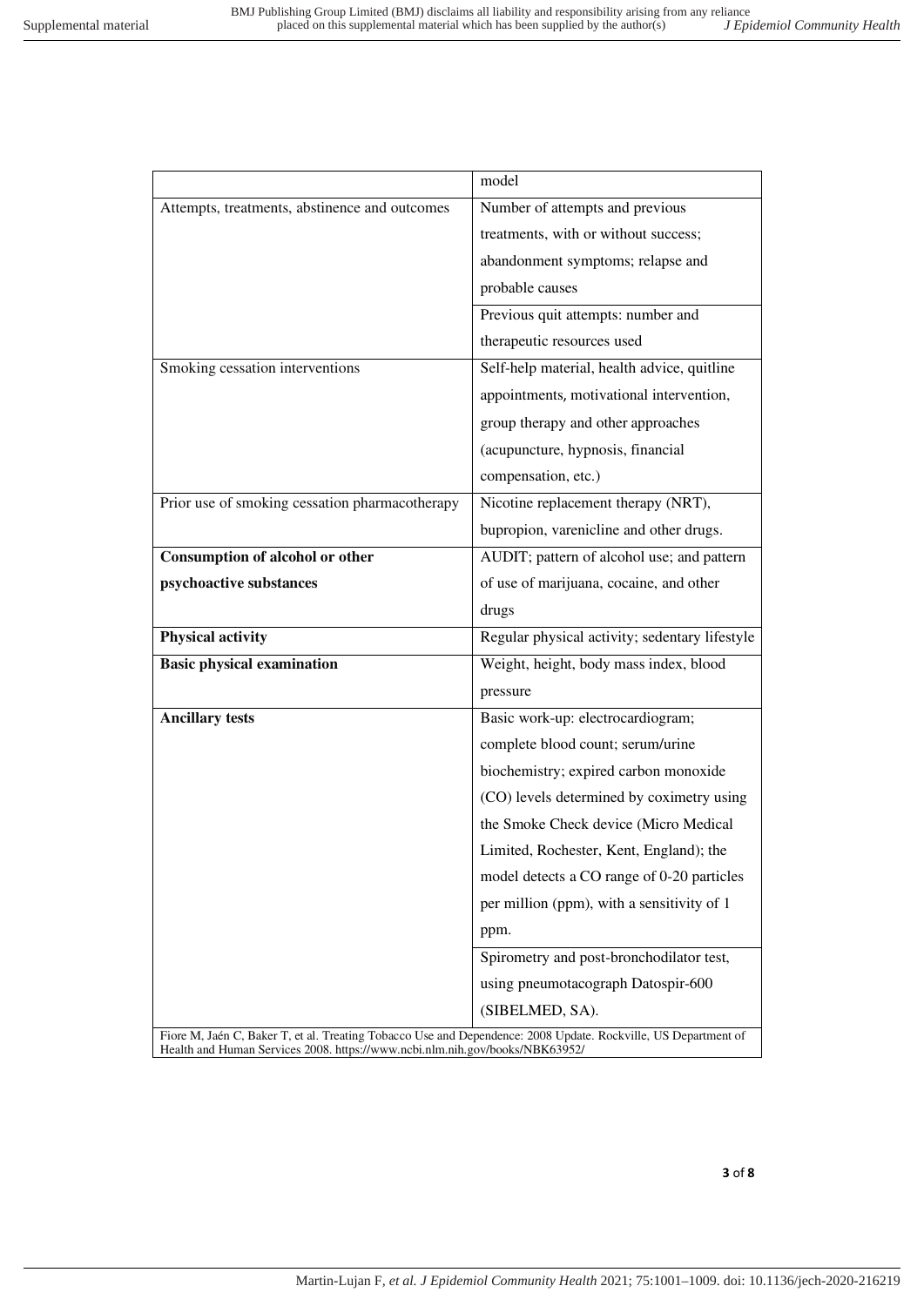|  | model |
|---|---|
| Attempts, treatments, abstinence and outcomes | Number of attempts and previous treatments, with or without success; abandonment symptoms; relapse and probable causes |
|  | Previous quit attempts: number and therapeutic resources used |
| Smoking cessation interventions | Self-help material, health advice, quitline appointments, motivational intervention, group therapy and other approaches (acupuncture, hypnosis, financial compensation, etc.) |
| Prior use of smoking cessation pharmacotherapy | Nicotine replacement therapy (NRT), bupropion, varenicline and other drugs. |
| **Consumption of alcohol or other psychoactive substances** | AUDIT; pattern of alcohol use; and pattern of use of marijuana, cocaine, and other drugs |
| **Physical activity** | Regular physical activity; sedentary lifestyle |
| **Basic physical examination** | Weight, height, body mass index, blood pressure |
| **Ancillary tests** | Basic work-up: electrocardiogram; complete blood count; serum/urine biochemistry; expired carbon monoxide (CO) levels determined by coximetry using the Smoke Check device (Micro Medical Limited, Rochester, Kent, England); the model detects a CO range of 0-20 particles per million (ppm), with a sensitivity of 1 ppm. |
|  | Spirometry and post-bronchodilator test, using pneumotacograph Datospir-600 (SIBELMED, SA). |

Fiore M, Jaén C, Baker T, et al. Treating Tobacco Use and Dependence: 2008 Update. Rockville, US Department of Health and Human Services 2008. https://www.ncbi.nlm.nih.gov/books/NBK63952/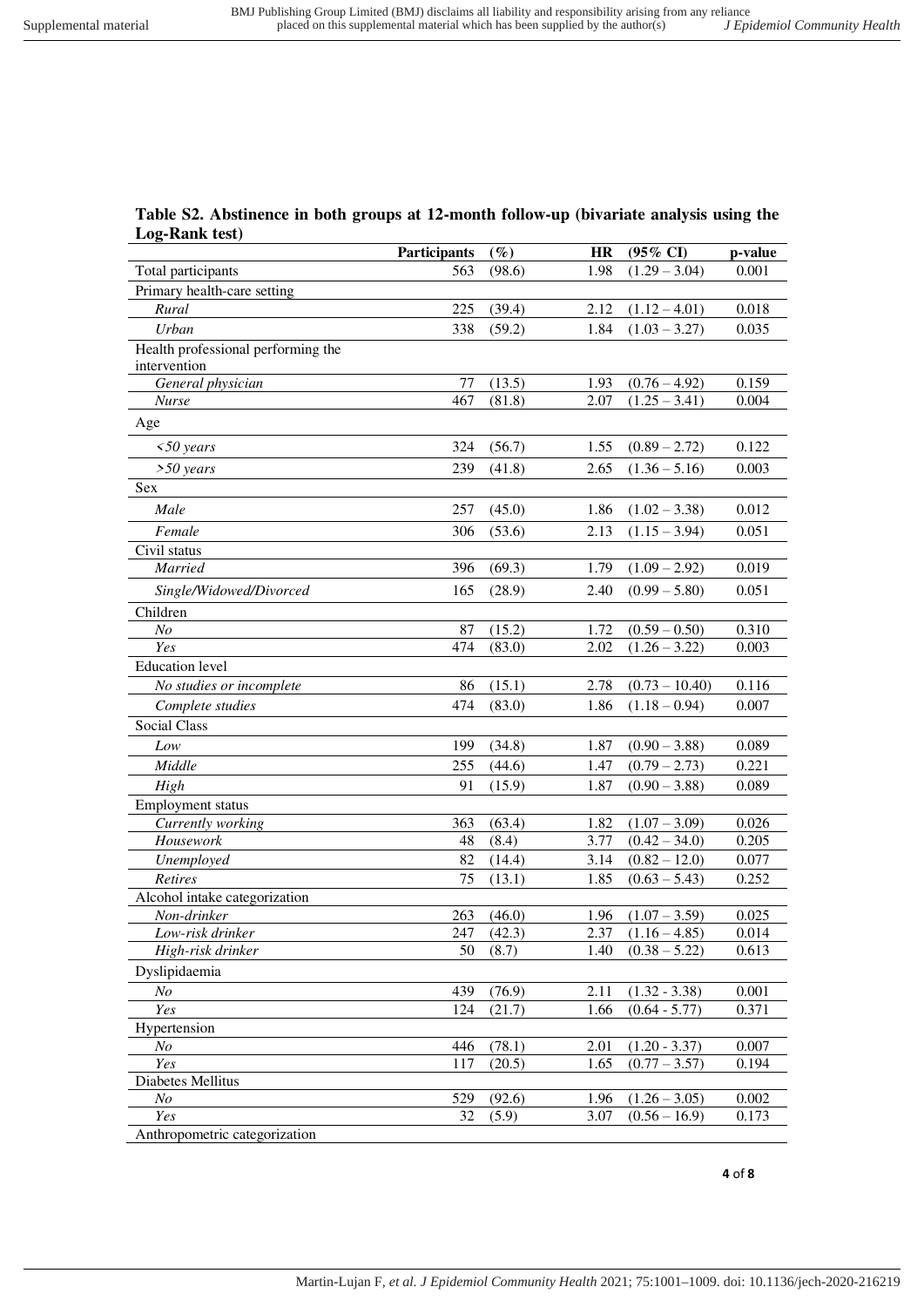**Table S2. Abstinence in both groups at 12-month follow-up (bivariate analysis using the Log-Rank test)**

| | Participants | (%) | HR | (95% CI) | p-value |
|---|---|---|---|---|---|
| Total participants | 563 | (98.6) | 1.98 | (1.29 – 3.04) | 0.001 |
| Primary health-care setting | | | | | |
| *Rural* | 225 | (39.4) | 2.12 | (1.12 – 4.01) | 0.018 |
| *Urban* | 338 | (59.2) | 1.84 | (1.03 – 3.27) | 0.035 |
| Health professional performing the intervention | | | | | |
| *General physician* | 77 | (13.5) | 1.93 | (0.76 – 4.92) | 0.159 |
| *Nurse* | 467 | (81.8) | 2.07 | (1.25 – 3.41) | 0.004 |
| Age | | | | | |
| *<50 years* | 324 | (56.7) | 1.55 | (0.89 – 2.72) | 0.122 |
| *>50 years* | 239 | (41.8) | 2.65 | (1.36 – 5.16) | 0.003 |
| Sex | | | | | |
| *Male* | 257 | (45.0) | 1.86 | (1.02 – 3.38) | 0.012 |
| *Female* | 306 | (53.6) | 2.13 | (1.15 – 3.94) | 0.051 |
| Civil status | | | | | |
| *Married* | 396 | (69.3) | 1.79 | (1.09 – 2.92) | 0.019 |
| *Single/Widowed/Divorced* | 165 | (28.9) | 2.40 | (0.99 – 5.80) | 0.051 |
| Children | | | | | |
| *No* | 87 | (15.2) | 1.72 | (0.59 – 0.50) | 0.310 |
| *Yes* | 474 | (83.0) | 2.02 | (1.26 – 3.22) | 0.003 |
| Education level | | | | | |
| *No studies or incomplete* | 86 | (15.1) | 2.78 | (0.73 – 10.40) | 0.116 |
| *Complete studies* | 474 | (83.0) | 1.86 | (1.18 – 0.94) | 0.007 |
| Social Class | | | | | |
| *Low* | 199 | (34.8) | 1.87 | (0.90 – 3.88) | 0.089 |
| *Middle* | 255 | (44.6) | 1.47 | (0.79 – 2.73) | 0.221 |
| *High* | 91 | (15.9) | 1.87 | (0.90 – 3.88) | 0.089 |
| Employment status | | | | | |
| *Currently working* | 363 | (63.4) | 1.82 | (1.07 – 3.09) | 0.026 |
| *Housework* | 48 | (8.4) | 3.77 | (0.42 – 34.0) | 0.205 |
| *Unemployed* | 82 | (14.4) | 3.14 | (0.82 – 12.0) | 0.077 |
| *Retires* | 75 | (13.1) | 1.85 | (0.63 – 5.43) | 0.252 |
| Alcohol intake categorization | | | | | |
| *Non-drinker* | 263 | (46.0) | 1.96 | (1.07 – 3.59) | 0.025 |
| *Low-risk drinker* | 247 | (42.3) | 2.37 | (1.16 – 4.85) | 0.014 |
| *High-risk drinker* | 50 | (8.7) | 1.40 | (0.38 – 5.22) | 0.613 |
| Dyslipidaemia | | | | | |
| *No* | 439 | (76.9) | 2.11 | (1.32 - 3.38) | 0.001 |
| *Yes* | 124 | (21.7) | 1.66 | (0.64 - 5.77) | 0.371 |
| Hypertension | | | | | |
| *No* | 446 | (78.1) | 2.01 | (1.20 - 3.37) | 0.007 |
| *Yes* | 117 | (20.5) | 1.65 | (0.77 – 3.57) | 0.194 |
| Diabetes Mellitus | | | | | |
| *No* | 529 | (92.6) | 1.96 | (1.26 – 3.05) | 0.002 |
| *Yes* | 32 | (5.9) | 3.07 | (0.56 – 16.9) | 0.173 |
| Anthropometric categorization | | | | | |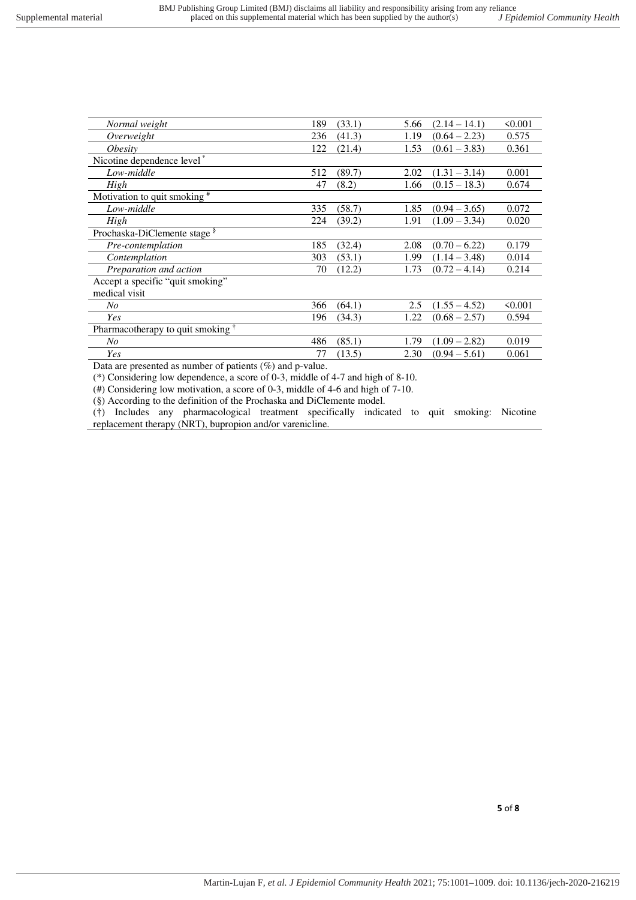| | | | | | |
|---|---|---|---|---|---|
| *Normal weight* | 189 | (33.1) | 5.66 | (2.14 – 14.1) | <0.001 |
| *Overweight* | 236 | (41.3) | 1.19 | (0.64 – 2.23) | 0.575 |
| *Obesity* | 122 | (21.4) | 1.53 | (0.61 – 3.83) | 0.361 |
| Nicotine dependence level * | | | | | |
| *Low-middle* | 512 | (89.7) | 2.02 | (1.31 – 3.14) | 0.001 |
| *High* | 47 | (8.2) | 1.66 | (0.15 – 18.3) | 0.674 |
| Motivation to quit smoking # | | | | | |
| *Low-middle* | 335 | (58.7) | 1.85 | (0.94 – 3.65) | 0.072 |
| *High* | 224 | (39.2) | 1.91 | (1.09 – 3.34) | 0.020 |
| Prochaska-DiClemente stage § | | | | | |
| *Pre-contemplation* | 185 | (32.4) | 2.08 | (0.70 – 6.22) | 0.179 |
| *Contemplation* | 303 | (53.1) | 1.99 | (1.14 – 3.48) | 0.014 |
| *Preparation and action* | 70 | (12.2) | 1.73 | (0.72 – 4.14) | 0.214 |
| Accept a specific "quit smoking" medical visit | | | | | |
| *No* | 366 | (64.1) | 2.5 | (1.55 – 4.52) | <0.001 |
| *Yes* | 196 | (34.3) | 1.22 | (0.68 – 2.57) | 0.594 |
| Pharmacotherapy to quit smoking † | | | | | |
| *No* | 486 | (85.1) | 1.79 | (1.09 – 2.82) | 0.019 |
| *Yes* | 77 | (13.5) | 2.30 | (0.94 – 5.61) | 0.061 |

Data are presented as number of patients (%) and p-value.

(*) Considering low dependence, a score of 0-3, middle of 4-7 and high of 8-10.

(#) Considering low motivation, a score of 0-3, middle of 4-6 and high of 7-10.

(§) According to the definition of the Prochaska and DiClemente model.

(†) Includes any pharmacological treatment specifically indicated to quit smoking: Nicotine replacement therapy (NRT), bupropion and/or varenicline.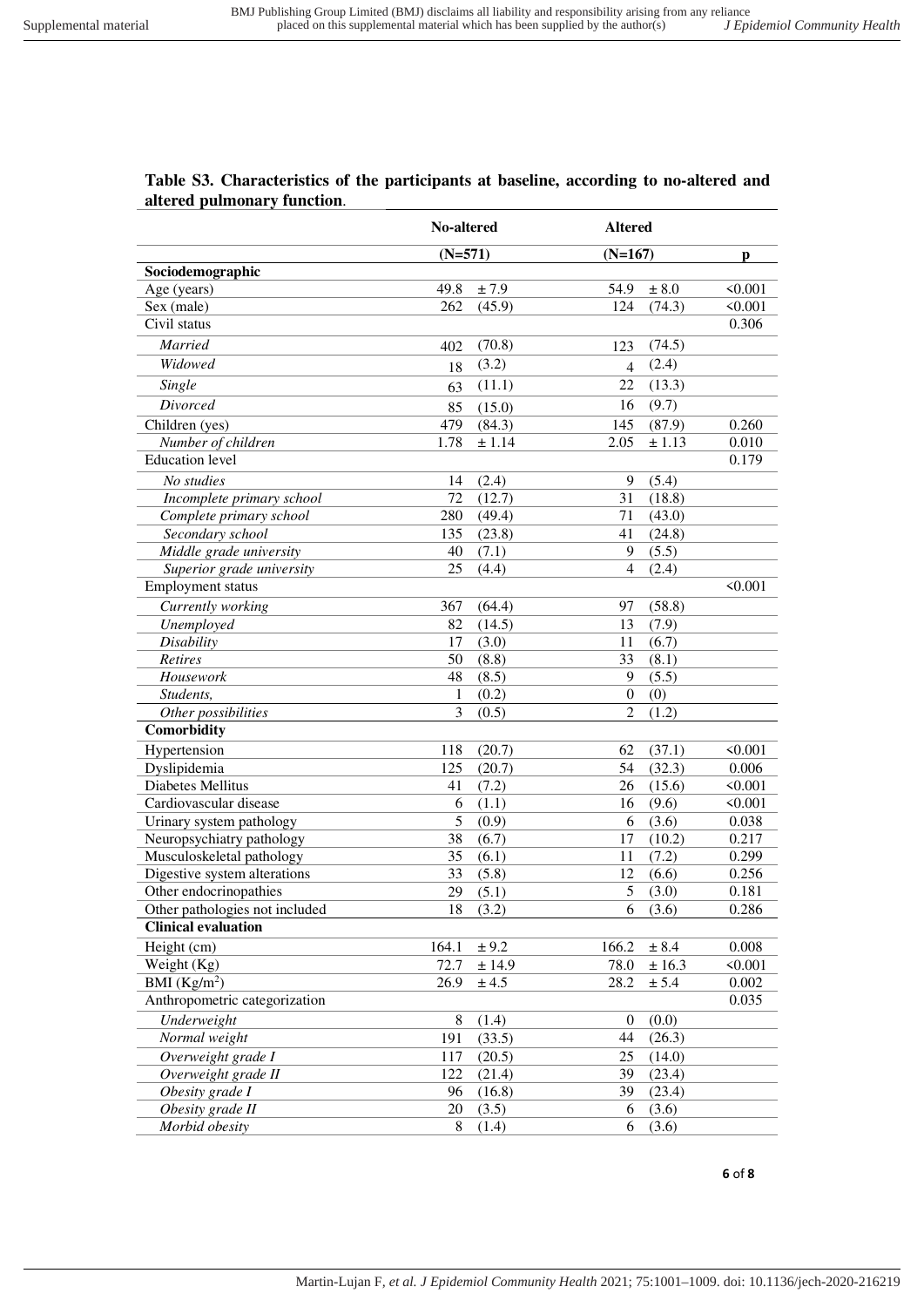**Table S3. Characteristics of the participants at baseline, according to no-altered and altered pulmonary function**.

| | No-altered | | Altered | | |
|---|---|---|---|---|---|
| | (N=571) | | (N=167) | | p |
| **Sociodemographic** | | | | | |
| Age (years) | 49.8 | ± 7.9 | 54.9 | ± 8.0 | <0.001 |
| Sex (male) | 262 | (45.9) | 124 | (74.3) | <0.001 |
| Civil status | | | | | 0.306 |
| *Married* | 402 | (70.8) | 123 | (74.5) | |
| *Widowed* | 18 | (3.2) | 4 | (2.4) | |
| *Single* | 63 | (11.1) | 22 | (13.3) | |
| *Divorced* | 85 | (15.0) | 16 | (9.7) | |
| Children (yes) | 479 | (84.3) | 145 | (87.9) | 0.260 |
| *Number of children* | 1.78 | ± 1.14 | 2.05 | ± 1.13 | 0.010 |
| Education level | | | | | 0.179 |
| *No studies* | 14 | (2.4) | 9 | (5.4) | |
| *Incomplete primary school* | 72 | (12.7) | 31 | (18.8) | |
| *Complete primary school* | 280 | (49.4) | 71 | (43.0) | |
| *Secondary school* | 135 | (23.8) | 41 | (24.8) | |
| *Middle grade university* | 40 | (7.1) | 9 | (5.5) | |
| *Superior grade university* | 25 | (4.4) | 4 | (2.4) | |
| Employment status | | | | | <0.001 |
| *Currently working* | 367 | (64.4) | 97 | (58.8) | |
| *Unemployed* | 82 | (14.5) | 13 | (7.9) | |
| *Disability* | 17 | (3.0) | 11 | (6.7) | |
| *Retires* | 50 | (8.8) | 33 | (8.1) | |
| *Housework* | 48 | (8.5) | 9 | (5.5) | |
| *Students,* | 1 | (0.2) | 0 | (0) | |
| *Other possibilities* | 3 | (0.5) | 2 | (1.2) | |
| **Comorbidity** | | | | | |
| Hypertension | 118 | (20.7) | 62 | (37.1) | <0.001 |
| Dyslipidemia | 125 | (20.7) | 54 | (32.3) | 0.006 |
| Diabetes Mellitus | 41 | (7.2) | 26 | (15.6) | <0.001 |
| Cardiovascular disease | 6 | (1.1) | 16 | (9.6) | <0.001 |
| Urinary system pathology | 5 | (0.9) | 6 | (3.6) | 0.038 |
| Neuropsychiatry pathology | 38 | (6.7) | 17 | (10.2) | 0.217 |
| Musculoskeletal pathology | 35 | (6.1) | 11 | (7.2) | 0.299 |
| Digestive system alterations | 33 | (5.8) | 12 | (6.6) | 0.256 |
| Other endocrinopathies | 29 | (5.1) | 5 | (3.0) | 0.181 |
| Other pathologies not included | 18 | (3.2) | 6 | (3.6) | 0.286 |
| **Clinical evaluation** | | | | | |
| Height (cm) | 164.1 | ± 9.2 | 166.2 | ± 8.4 | 0.008 |
| Weight (Kg) | 72.7 | ± 14.9 | 78.0 | ± 16.3 | <0.001 |
| BMI (Kg/m$^2$) | 26.9 | ± 4.5 | 28.2 | ± 5.4 | 0.002 |
| Anthropometric categorization | | | | | 0.035 |
| *Underweight* | 8 | (1.4) | 0 | (0.0) | |
| *Normal weight* | 191 | (33.5) | 44 | (26.3) | |
| *Overweight grade I* | 117 | (20.5) | 25 | (14.0) | |
| *Overweight grade II* | 122 | (21.4) | 39 | (23.4) | |
| *Obesity grade I* | 96 | (16.8) | 39 | (23.4) | |
| *Obesity grade II* | 20 | (3.5) | 6 | (3.6) | |
| *Morbid obesity* | 8 | (1.4) | 6 | (3.6) | |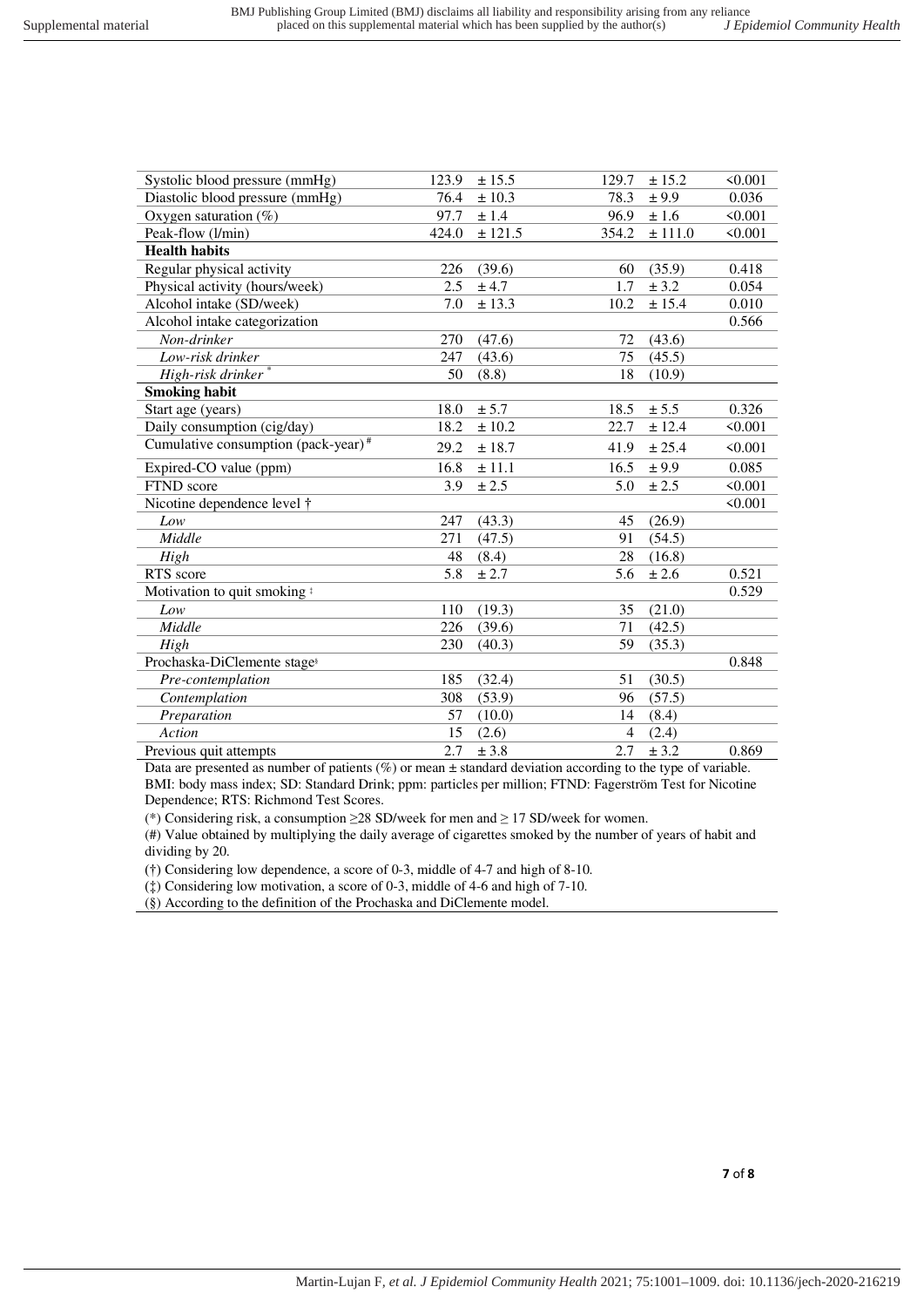| | | | | | |
|---|---|---|---|---|---|
| Systolic blood pressure (mmHg) | 123.9 | ± 15.5 | 129.7 | ± 15.2 | <0.001 |
| Diastolic blood pressure (mmHg) | 76.4 | ± 10.3 | 78.3 | ± 9.9 | 0.036 |
| Oxygen saturation (%) | 97.7 | ± 1.4 | 96.9 | ± 1.6 | <0.001 |
| Peak-flow (l/min) | 424.0 | ± 121.5 | 354.2 | ± 111.0 | <0.001 |
| **Health habits** | | | | | |
| Regular physical activity | 226 | (39.6) | 60 | (35.9) | 0.418 |
| Physical activity (hours/week) | 2.5 | ± 4.7 | 1.7 | ± 3.2 | 0.054 |
| Alcohol intake (SD/week) | 7.0 | ± 13.3 | 10.2 | ± 15.4 | 0.010 |
| Alcohol intake categorization | | | | | 0.566 |
| *Non-drinker* | 270 | (47.6) | 72 | (43.6) | |
| *Low-risk drinker* | 247 | (43.6) | 75 | (45.5) | |
| *High-risk drinker* * | 50 | (8.8) | 18 | (10.9) | |
| **Smoking habit** | | | | | |
| Start age (years) | 18.0 | ± 5.7 | 18.5 | ± 5.5 | 0.326 |
| Daily consumption (cig/day) | 18.2 | ± 10.2 | 22.7 | ± 12.4 | <0.001 |
| Cumulative consumption (pack-year) # | 29.2 | ± 18.7 | 41.9 | ± 25.4 | <0.001 |
| Expired-CO value (ppm) | 16.8 | ± 11.1 | 16.5 | ± 9.9 | 0.085 |
| FTND score | 3.9 | ± 2.5 | 5.0 | ± 2.5 | <0.001 |
| Nicotine dependence level † | | | | | <0.001 |
| *Low* | 247 | (43.3) | 45 | (26.9) | |
| *Middle* | 271 | (47.5) | 91 | (54.5) | |
| *High* | 48 | (8.4) | 28 | (16.8) | |
| RTS score | 5.8 | ± 2.7 | 5.6 | ± 2.6 | 0.521 |
| Motivation to quit smoking ‡ | | | | | 0.529 |
| *Low* | 110 | (19.3) | 35 | (21.0) | |
| *Middle* | 226 | (39.6) | 71 | (42.5) | |
| *High* | 230 | (40.3) | 59 | (35.3) | |
| Prochaska-DiClemente stage§ | | | | | 0.848 |
| *Pre-contemplation* | 185 | (32.4) | 51 | (30.5) | |
| *Contemplation* | 308 | (53.9) | 96 | (57.5) | |
| *Preparation* | 57 | (10.0) | 14 | (8.4) | |
| *Action* | 15 | (2.6) | 4 | (2.4) | |
| Previous quit attempts | 2.7 | ± 3.8 | 2.7 | ± 3.2 | 0.869 |

Data are presented as number of patients (%) or mean ± standard deviation according to the type of variable. BMI: body mass index; SD: Standard Drink; ppm: particles per million; FTND: Fagerström Test for Nicotine Dependence; RTS: Richmond Test Scores.

(*) Considering risk, a consumption ≥28 SD/week for men and ≥ 17 SD/week for women.

(#) Value obtained by multiplying the daily average of cigarettes smoked by the number of years of habit and dividing by 20.

(†) Considering low dependence, a score of 0-3, middle of 4-7 and high of 8-10.

(‡) Considering low motivation, a score of 0-3, middle of 4-6 and high of 7-10.

(§) According to the definition of the Prochaska and DiClemente model.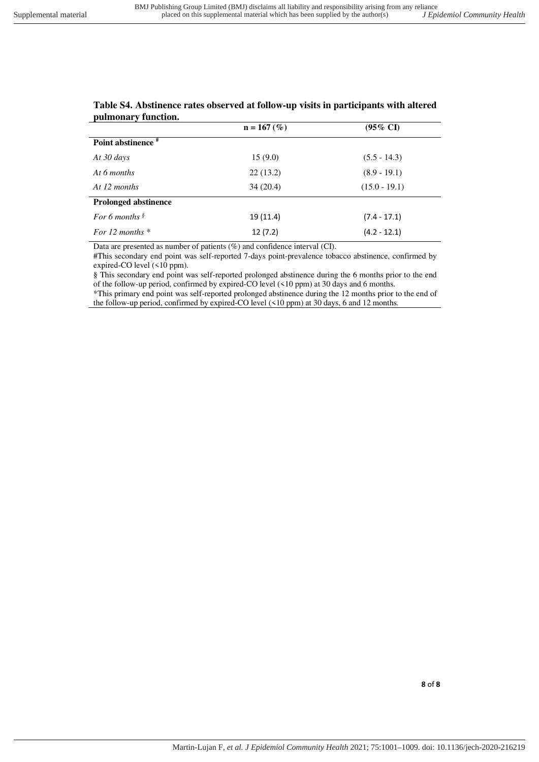**Table S4. Abstinence rates observed at follow-up visits in participants with altered pulmonary function.**

| | n = 167 (%) | (95% CI) |
|---|---|---|
| **Point abstinence #** | | |
| *At 30 days* | 15 (9.0) | (5.5 - 14.3) |
| *At 6 months* | 22 (13.2) | (8.9 - 19.1) |
| *At 12 months* | 34 (20.4) | (15.0 - 19.1) |
| **Prolonged abstinence** | | |
| *For 6 months §* | 19 (11.4) | (7.4 - 17.1) |
| *For 12 months \** | 12 (7.2) | (4.2 - 12.1) |

Data are presented as number of patients (%) and confidence interval (CI).

#This secondary end point was self-reported 7-days point-prevalence tobacco abstinence, confirmed by expired-CO level (<10 ppm).

§ This secondary end point was self-reported prolonged abstinence during the 6 months prior to the end of the follow-up period, confirmed by expired-CO level (<10 ppm) at 30 days and 6 months.

*This primary end point was self-reported prolonged abstinence during the 12 months prior to the end of the follow-up period, confirmed by expired-CO level (<10 ppm) at 30 days, 6 and 12 months.